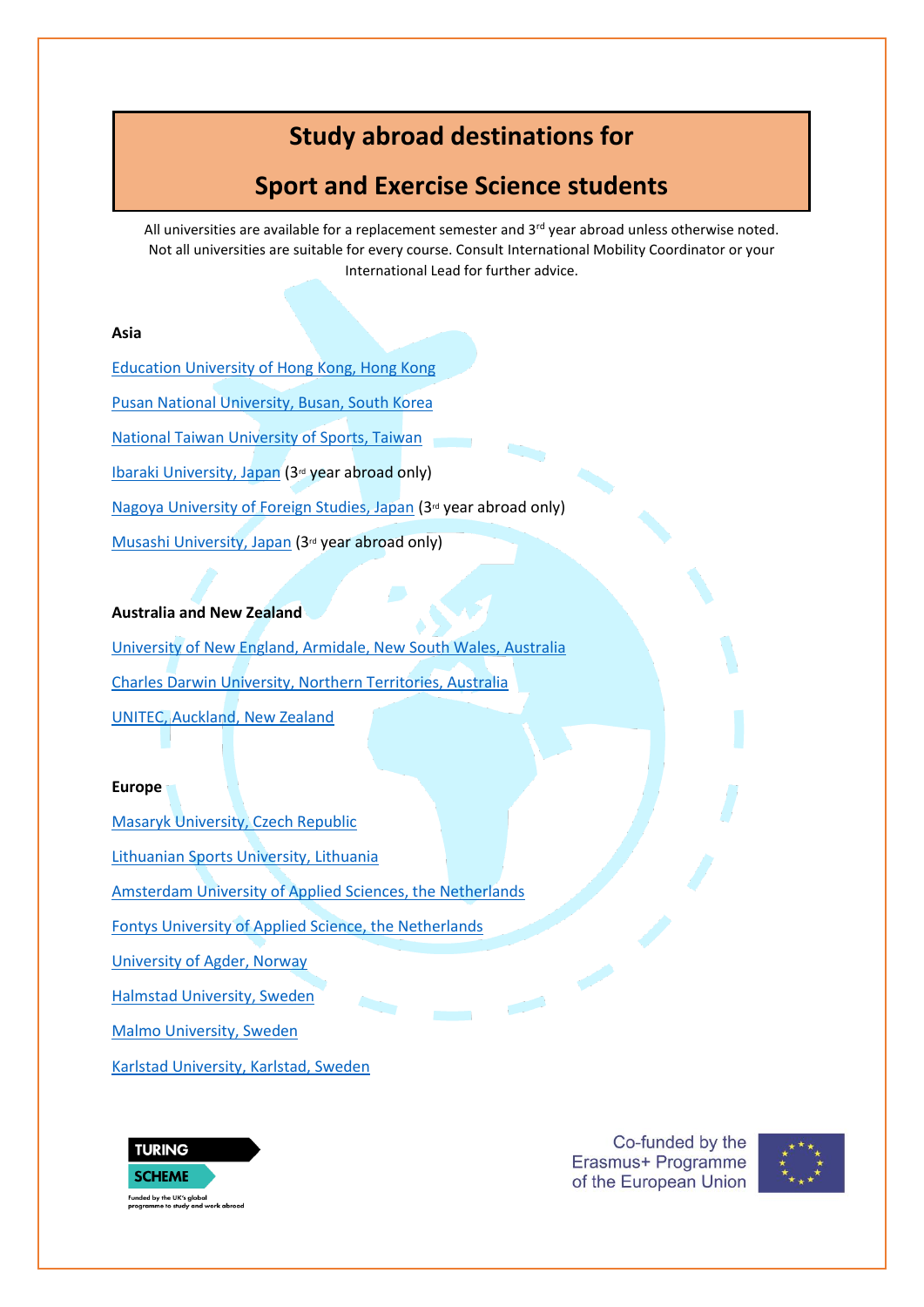# Study abroad destinations for Sport and Exercise Science students

All universities are available for a replacement semester and 3rd year abroad unless otherwise noted. Not all universities are suitable for every course. Consult International Mobility Coordinator or your International Lead for further advice.

**Asia**

Education University of Hong Kong, Hong Kong

Pusan National University, Busan, South Korea

National Taiwan University of Sports, Taiwan

Ibaraki University, Japan (3rd year abroad only)

Nagoya University of Foreign Studies, Japan (3rd year abroad only)

Musashi University, Japan (3rd year abroad only)

**Australia and New Zealand**

University of New England, Armidale, New South Wales, Australia

Charles Darwin University, Northern Territories, Australia

UNITEC, Auckland, New Zealand

**Europe**

Masaryk University, Czech Republic

Lithuanian Sports University, Lithuania

Amsterdam University of Applied Sciences, the Netherlands

Fontys University of Applied Science, the Netherlands

University of Agder, Norway

Halmstad University, Sweden

Malmo University, Sweden

Karlstad University, Karlstad, Sweden

TURING SCHEME
Funded by the UK's global programme to study and work abroad

Co-funded by the Erasmus+ Programme of the European Union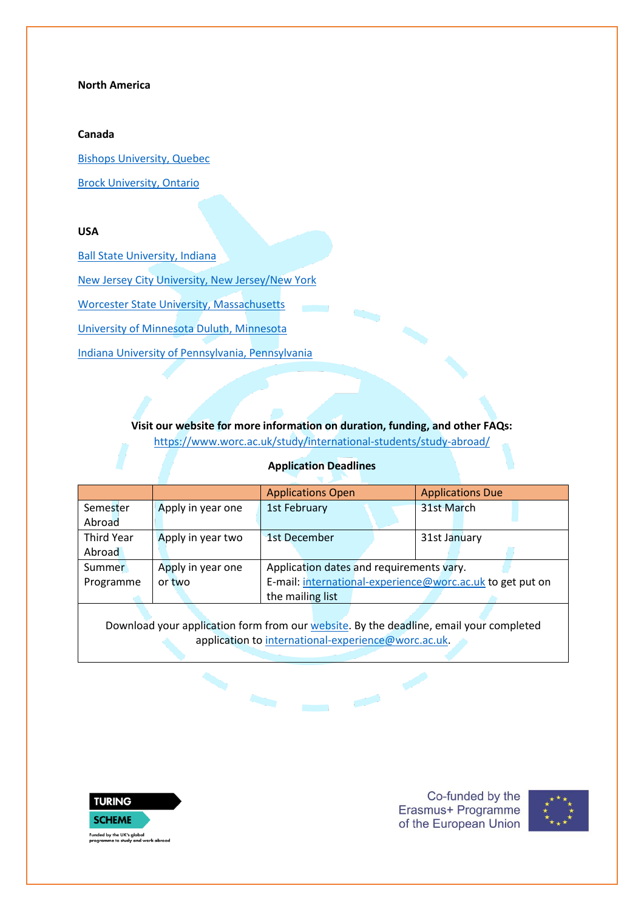**North America**

**Canada**

[Bishops University, Quebec]

[Brock University, Ontario]

**USA**

[Ball State University, Indiana]

[New Jersey City University, New Jersey/New York]

[Worcester State University, Massachusetts]

[University of Minnesota Duluth, Minnesota]

[Indiana University of Pennsylvania, Pennsylvania]

**Visit our website for more information on duration, funding, and other FAQs:**
https://www.worc.ac.uk/study/international-students/study-abroad/

**Application Deadlines**

| | | Applications Open | Applications Due |
|---|---|---|---|
| Semester Abroad | Apply in year one | 1st February | 31st March |
| Third Year Abroad | Apply in year two | 1st December | 31st January |
| Summer Programme | Apply in year one or two | Application dates and requirements vary. E-mail: international-experience@worc.ac.uk to get put on the mailing list | |
| Download your application form from our website. By the deadline, email your completed application to international-experience@worc.ac.uk. | | | |

TURING SCHEME
Funded by the UK's global programme to study and work abroad

Co-funded by the Erasmus+ Programme of the European Union